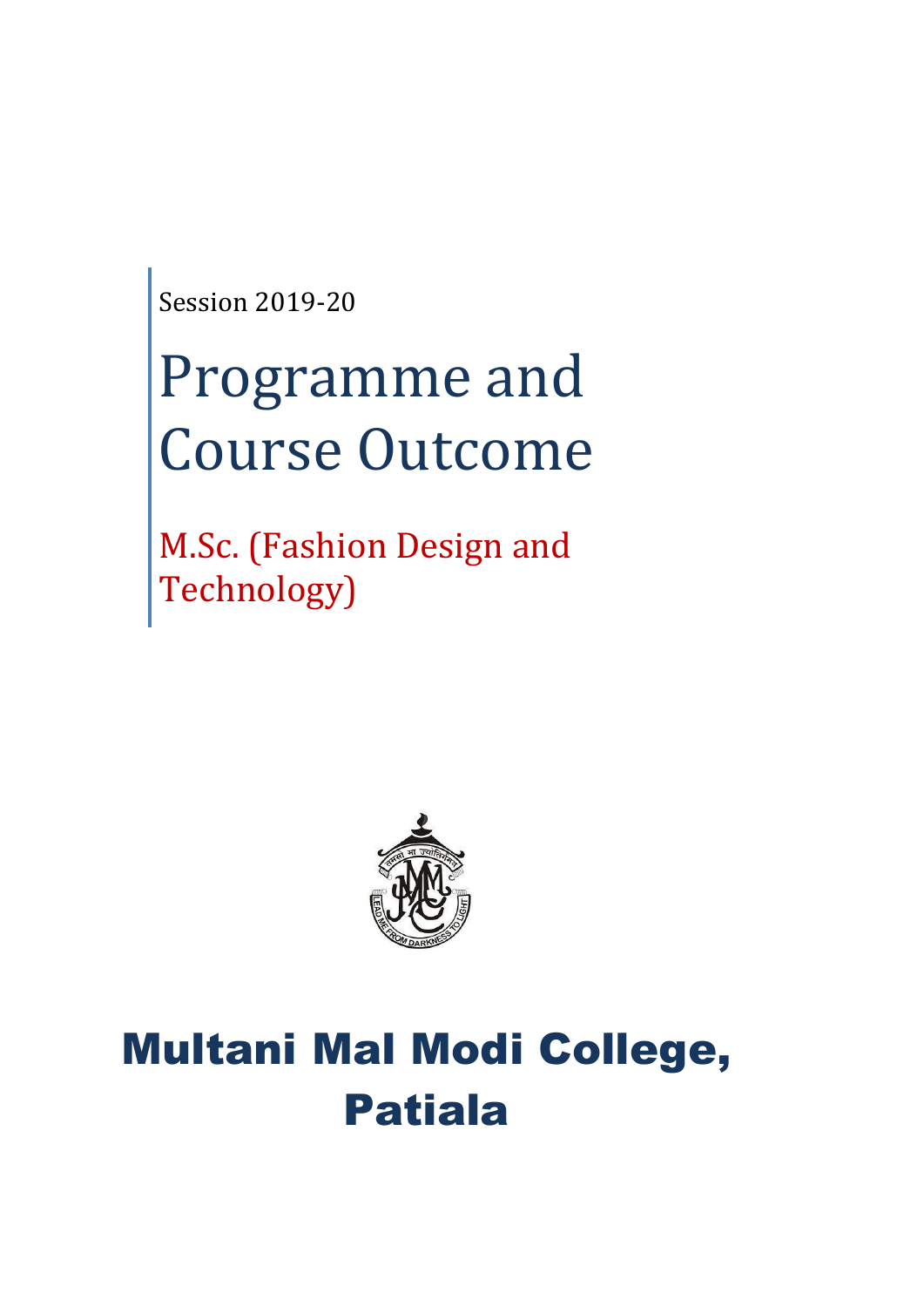Session 2019-20

# Programme and Course Outcome

## M.Sc. (Fashion Design and Technology)

# Multani Mal Modi College, Patiala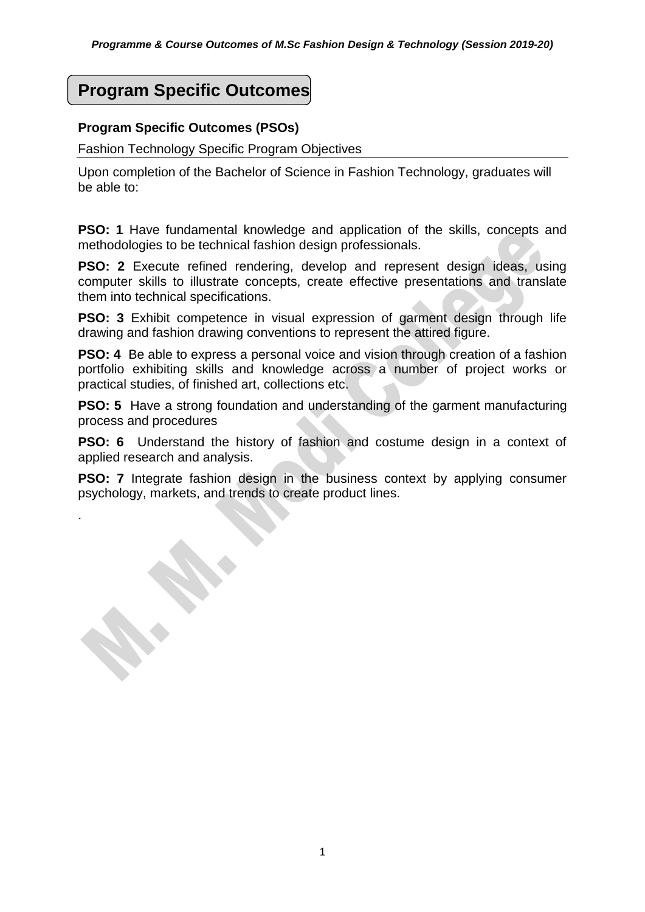# Program Specific Outcomes

### Program Specific Outcomes (PSOs)

Fashion Technology Specific Program Objectives

Upon completion of the Bachelor of Science in Fashion Technology, graduates will be able to:

**PSO: 1** Have fundamental knowledge and application of the skills, concepts and methodologies to be technical fashion design professionals.

**PSO: 2** Execute refined rendering, develop and represent design ideas, using computer skills to illustrate concepts, create effective presentations and translate them into technical specifications.

**PSO: 3** Exhibit competence in visual expression of garment design through life drawing and fashion drawing conventions to represent the attired figure.

**PSO: 4** Be able to express a personal voice and vision through creation of a fashion portfolio exhibiting skills and knowledge across a number of project works or practical studies, of finished art, collections etc.

**PSO: 5** Have a strong foundation and understanding of the garment manufacturing process and procedures

**PSO: 6** Understand the history of fashion and costume design in a context of applied research and analysis.

**PSO: 7** Integrate fashion design in the business context by applying consumer psychology, markets, and trends to create product lines.

.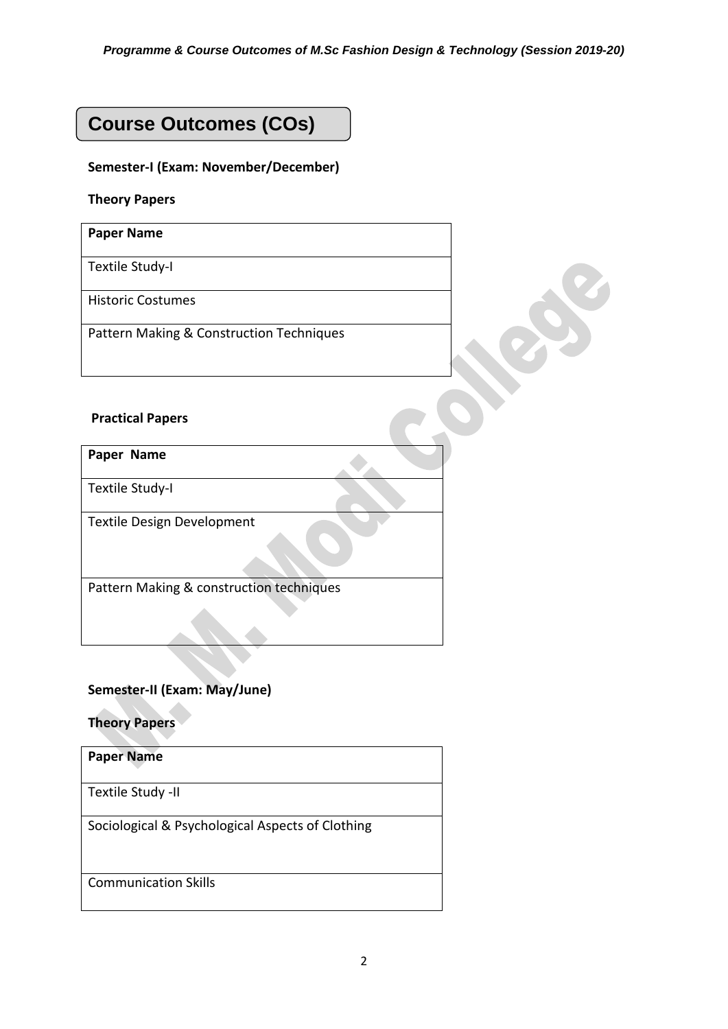# Course Outcomes (COs)

**Semester-I (Exam: November/December)**

**Theory Papers**

| Paper Name |
|---|
| Textile Study-I |
| Historic Costumes |
| Pattern Making & Construction Techniques |

**Practical Papers**

| Paper Name |
|---|
| Textile Study-I |
| Textile Design Development |
| Pattern Making & construction techniques |

**Semester-II (Exam: May/June)**

**Theory Papers**

| Paper Name |
|---|
| Textile Study -II |
| Sociological & Psychological Aspects of Clothing |
| Communication Skills |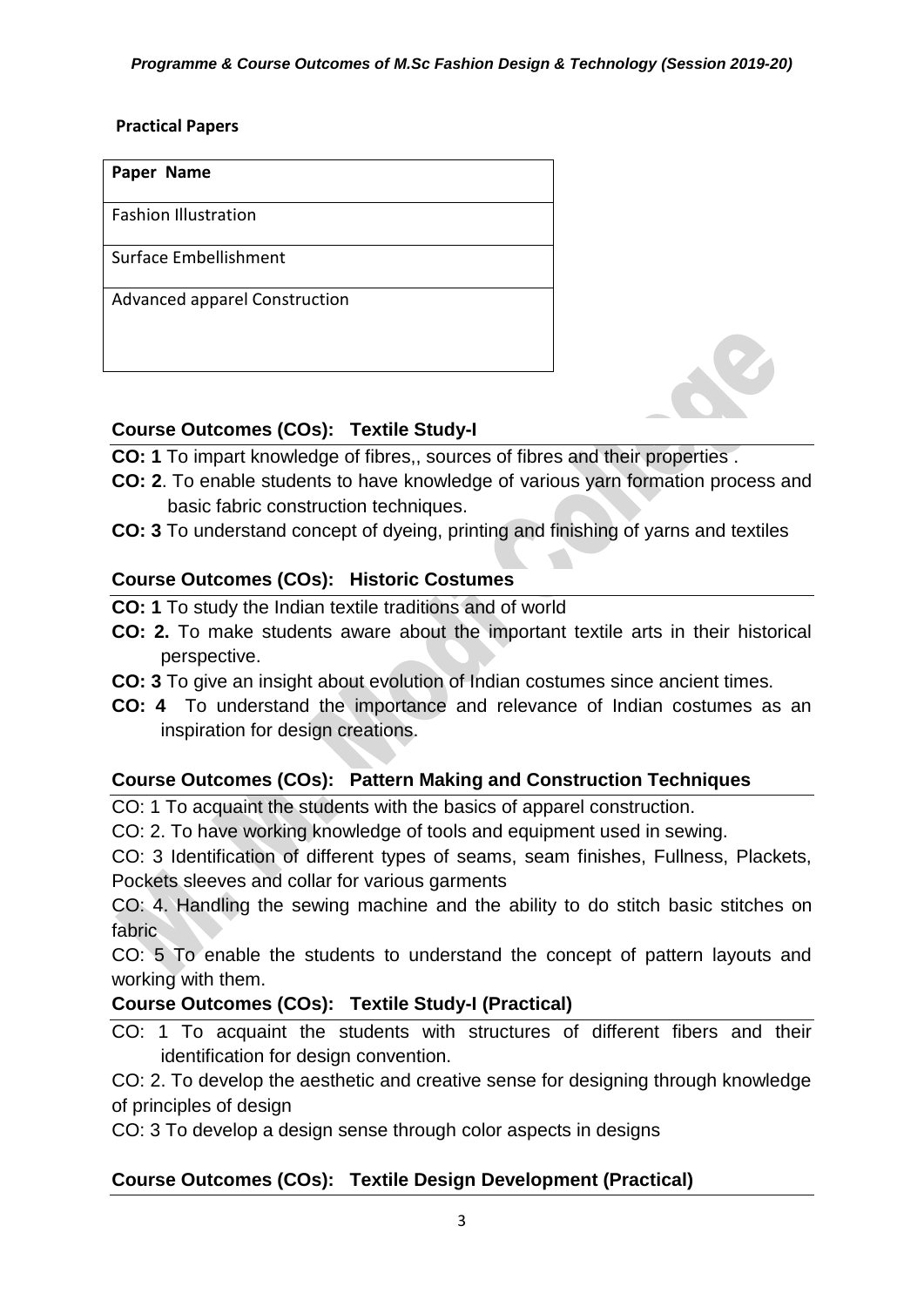**Practical Papers**

| Paper Name |
| --- |
| Fashion Illustration |
| Surface Embellishment |
| Advanced apparel Construction |

### Course Outcomes (COs): Textile Study-I

**CO: 1** To impart knowledge of fibres,, sources of fibres and their properties .

**CO: 2**. To enable students to have knowledge of various yarn formation process and basic fabric construction techniques.

**CO: 3** To understand concept of dyeing, printing and finishing of yarns and textiles

### Course Outcomes (COs): Historic Costumes

**CO: 1** To study the Indian textile traditions and of world

**CO: 2.** To make students aware about the important textile arts in their historical perspective.

**CO: 3** To give an insight about evolution of Indian costumes since ancient times.

**CO: 4** To understand the importance and relevance of Indian costumes as an inspiration for design creations.

### Course Outcomes (COs): Pattern Making and Construction Techniques

CO: 1 To acquaint the students with the basics of apparel construction.

CO: 2. To have working knowledge of tools and equipment used in sewing.

CO: 3 Identification of different types of seams, seam finishes, Fullness, Plackets, Pockets sleeves and collar for various garments

CO: 4. Handling the sewing machine and the ability to do stitch basic stitches on fabric

CO: 5 To enable the students to understand the concept of pattern layouts and working with them.

### Course Outcomes (COs): Textile Study-I (Practical)

CO: 1 To acquaint the students with structures of different fibers and their identification for design convention.

CO: 2. To develop the aesthetic and creative sense for designing through knowledge of principles of design

CO: 3 To develop a design sense through color aspects in designs

### Course Outcomes (COs): Textile Design Development (Practical)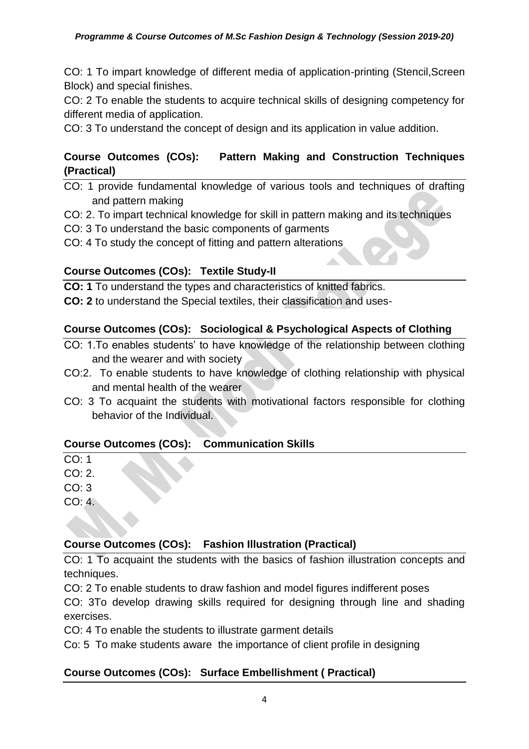CO: 1 To impart knowledge of different media of application-printing (Stencil,Screen Block) and special finishes.

CO: 2 To enable the students to acquire technical skills of designing competency for different media of application.

CO: 3 To understand the concept of design and its application in value addition.

## Course Outcomes (COs): Pattern Making and Construction Techniques (Practical)

CO: 1 provide fundamental knowledge of various tools and techniques of drafting and pattern making

CO: 2. To impart technical knowledge for skill in pattern making and its techniques

CO: 3 To understand the basic components of garments

CO: 4 To study the concept of fitting and pattern alterations

## Course Outcomes (COs): Textile Study-II

**CO: 1** To understand the types and characteristics of knitted fabrics.

**CO: 2** to understand the Special textiles, their classification and uses-

## Course Outcomes (COs): Sociological & Psychological Aspects of Clothing

CO: 1.To enables students' to have knowledge of the relationship between clothing and the wearer and with society

CO:2. To enable students to have knowledge of clothing relationship with physical and mental health of the wearer

CO: 3 To acquaint the students with motivational factors responsible for clothing behavior of the Individual.

## Course Outcomes (COs): Communication Skills

CO: 1

CO: 2.

CO: 3

CO: 4.

## Course Outcomes (COs): Fashion Illustration (Practical)

CO: 1 To acquaint the students with the basics of fashion illustration concepts and techniques.

CO: 2 To enable students to draw fashion and model figures indifferent poses

CO: 3To develop drawing skills required for designing through line and shading exercises.

CO: 4 To enable the students to illustrate garment details

Co: 5 To make students aware the importance of client profile in designing

## Course Outcomes (COs): Surface Embellishment ( Practical)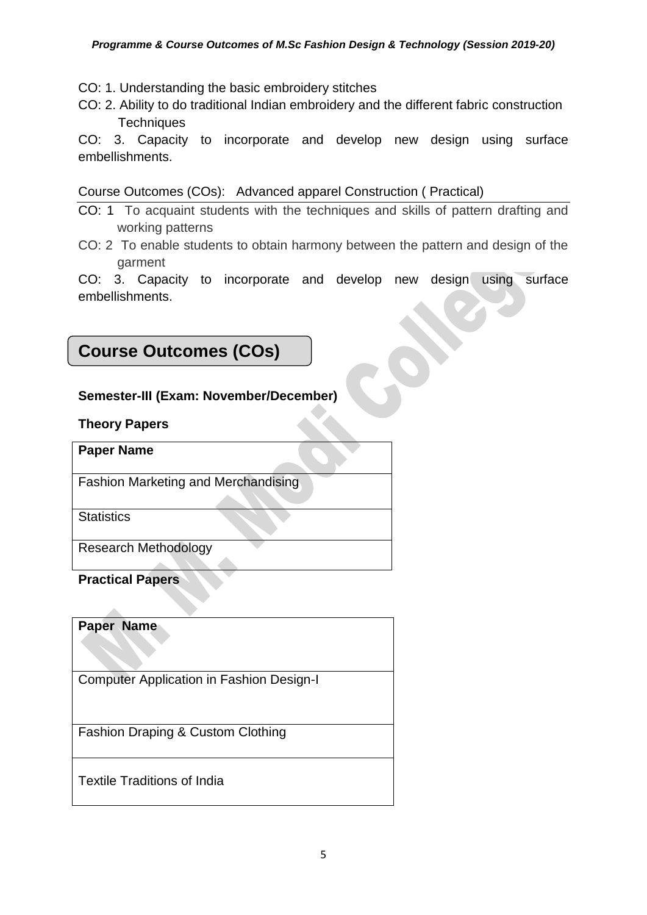CO: 1. Understanding the basic embroidery stitches

CO: 2. Ability to do traditional Indian embroidery and the different fabric construction Techniques

CO: 3. Capacity to incorporate and develop new design using surface embellishments.

Course Outcomes (COs): Advanced apparel Construction ( Practical)

CO: 1 To acquaint students with the techniques and skills of pattern drafting and working patterns

CO: 2 To enable students to obtain harmony between the pattern and design of the garment

CO: 3. Capacity to incorporate and develop new design using surface embellishments.

## Course Outcomes (COs)

**Semester-III (Exam: November/December)**

**Theory Papers**

| Paper Name |
| --- |
| Fashion Marketing and Merchandising |
| Statistics |
| Research Methodology |

**Practical Papers**

| Paper Name |
| --- |
| Computer Application in Fashion Design-I |
| Fashion Draping & Custom Clothing |
| Textile Traditions of India |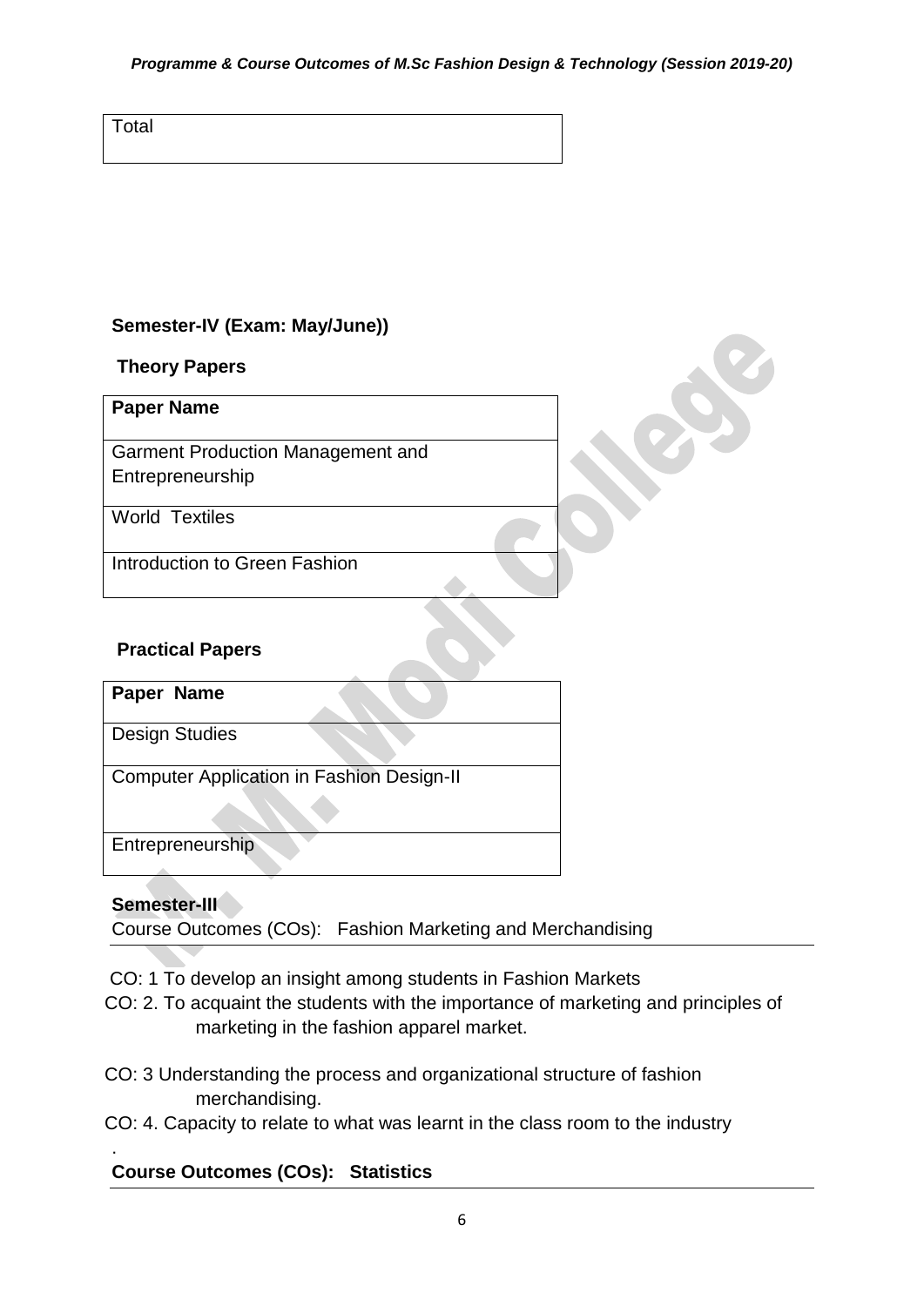| Total |
|---|

**Semester-IV (Exam: May/June))**

**Theory Papers**

| **Paper Name** |
|---|
| Garment Production Management and Entrepreneurship |
| World Textiles |
| Introduction to Green Fashion |

**Practical Papers**

| **Paper Name** |
|---|
| Design Studies |
| Computer Application in Fashion Design-II |
| Entrepreneurship |

**Semester-III**

Course Outcomes (COs): Fashion Marketing and Merchandising

CO: 1 To develop an insight among students in Fashion Markets

CO: 2. To acquaint the students with the importance of marketing and principles of marketing in the fashion apparel market.

CO: 3 Understanding the process and organizational structure of fashion merchandising.

CO: 4. Capacity to relate to what was learnt in the class room to the industry

.

**Course Outcomes (COs): Statistics**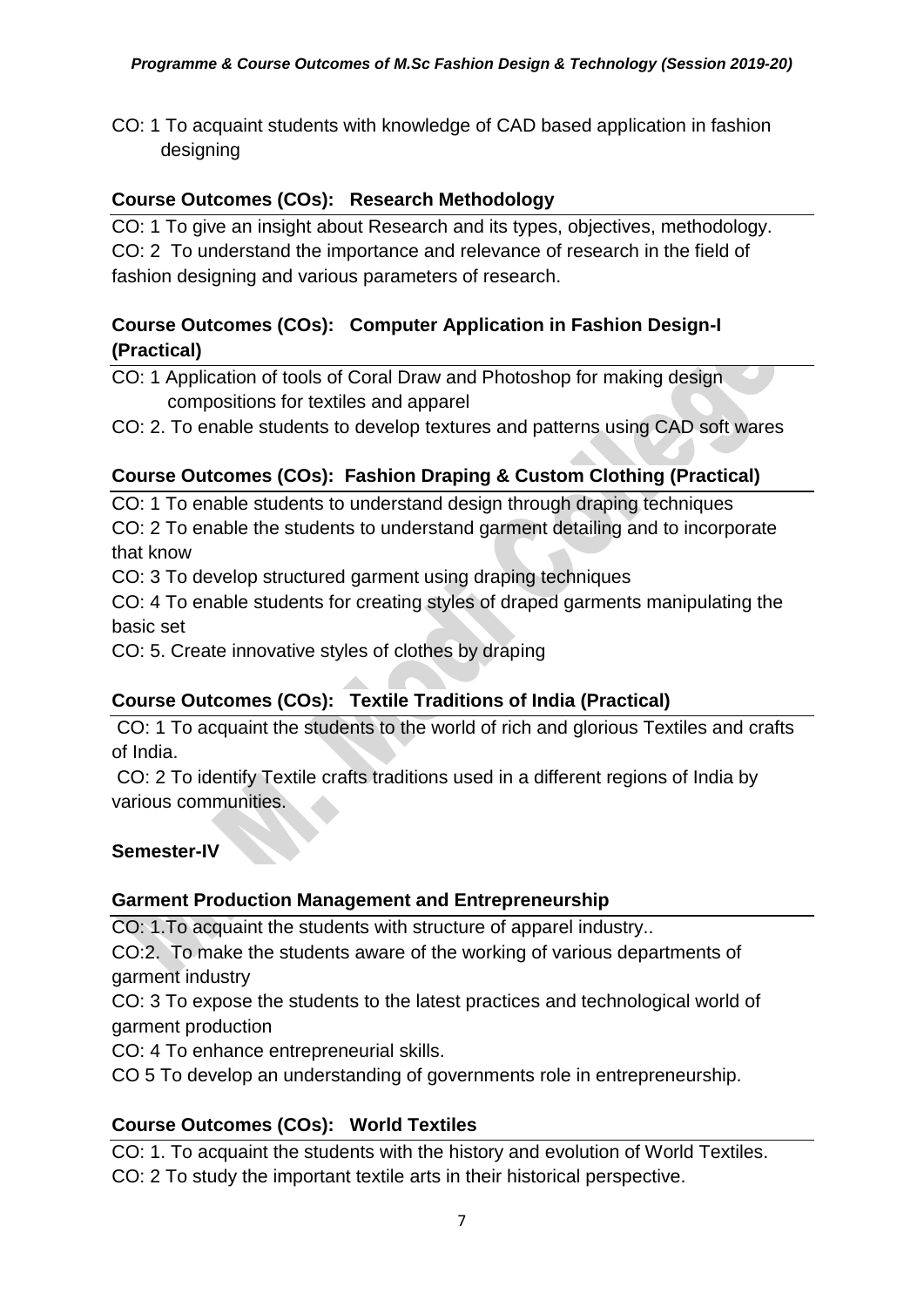CO: 1 To acquaint students with knowledge of CAD based application in fashion designing

**Course Outcomes (COs): Research Methodology**

CO: 1 To give an insight about Research and its types, objectives, methodology.
CO: 2 To understand the importance and relevance of research in the field of fashion designing and various parameters of research.

**Course Outcomes (COs): Computer Application in Fashion Design-I (Practical)**

CO: 1 Application of tools of Coral Draw and Photoshop for making design compositions for textiles and apparel
CO: 2. To enable students to develop textures and patterns using CAD soft wares

**Course Outcomes (COs): Fashion Draping & Custom Clothing (Practical)**

CO: 1 To enable students to understand design through draping techniques
CO: 2 To enable the students to understand garment detailing and to incorporate that know
CO: 3 To develop structured garment using draping techniques
CO: 4 To enable students for creating styles of draped garments manipulating the basic set
CO: 5. Create innovative styles of clothes by draping

**Course Outcomes (COs): Textile Traditions of India (Practical)**

CO: 1 To acquaint the students to the world of rich and glorious Textiles and crafts of India.
CO: 2 To identify Textile crafts traditions used in a different regions of India by various communities.

**Semester-IV**

**Garment Production Management and Entrepreneurship**

CO: 1.To acquaint the students with structure of apparel industry..
CO:2. To make the students aware of the working of various departments of garment industry
CO: 3 To expose the students to the latest practices and technological world of garment production
CO: 4 To enhance entrepreneurial skills.
CO 5 To develop an understanding of governments role in entrepreneurship.

**Course Outcomes (COs): World Textiles**

CO: 1. To acquaint the students with the history and evolution of World Textiles.
CO: 2 To study the important textile arts in their historical perspective.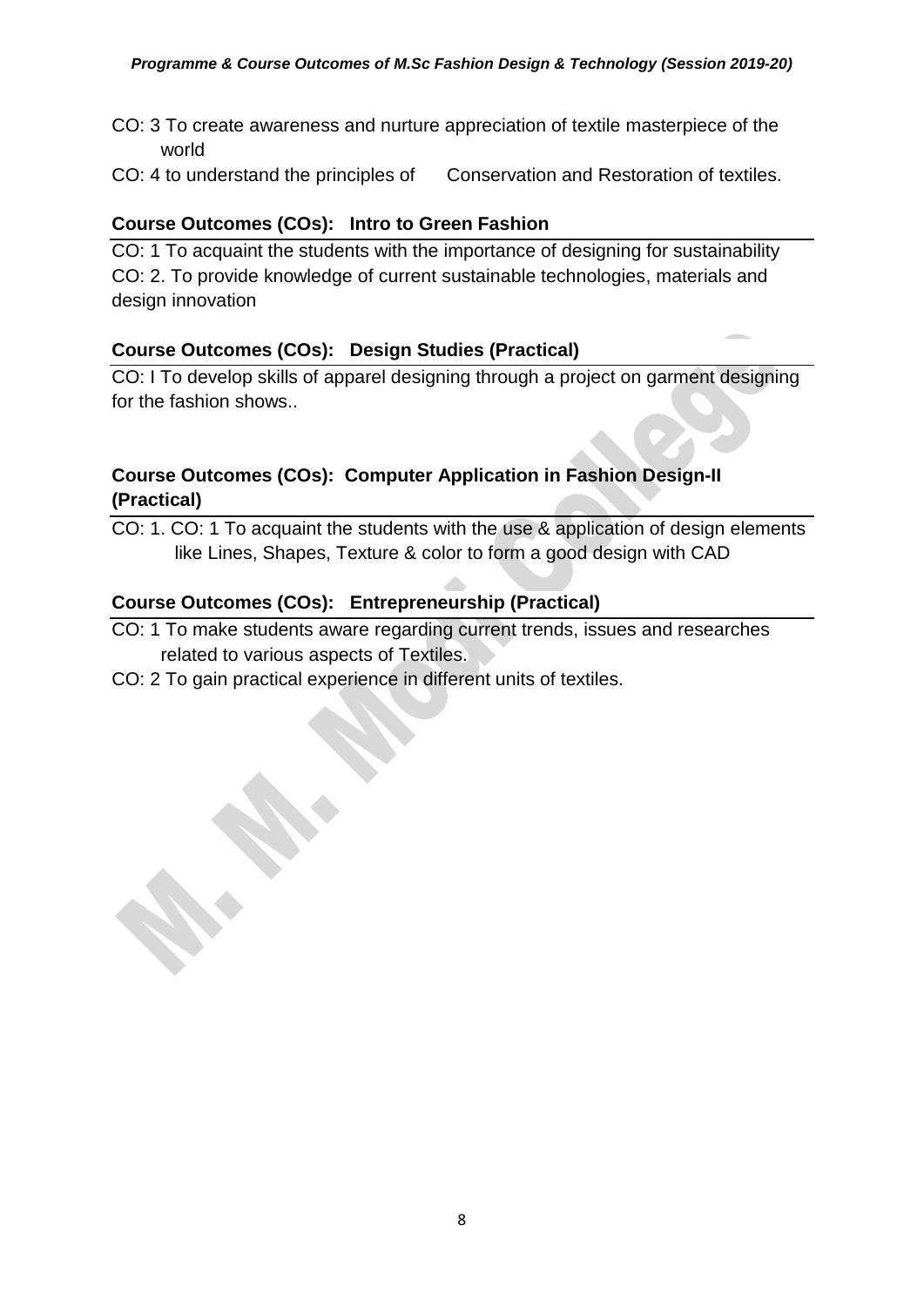CO: 3 To create awareness and nurture appreciation of textile masterpiece of the world

CO: 4 to understand the principles of Conservation and Restoration of textiles.

**Course Outcomes (COs): Intro to Green Fashion**

CO: 1 To acquaint the students with the importance of designing for sustainability

CO: 2. To provide knowledge of current sustainable technologies, materials and design innovation

**Course Outcomes (COs): Design Studies (Practical)**

CO: I To develop skills of apparel designing through a project on garment designing for the fashion shows..

**Course Outcomes (COs): Computer Application in Fashion Design-II (Practical)**

CO: 1. CO: 1 To acquaint the students with the use & application of design elements like Lines, Shapes, Texture & color to form a good design with CAD

**Course Outcomes (COs): Entrepreneurship (Practical)**

CO: 1 To make students aware regarding current trends, issues and researches related to various aspects of Textiles.

CO: 2 To gain practical experience in different units of textiles.